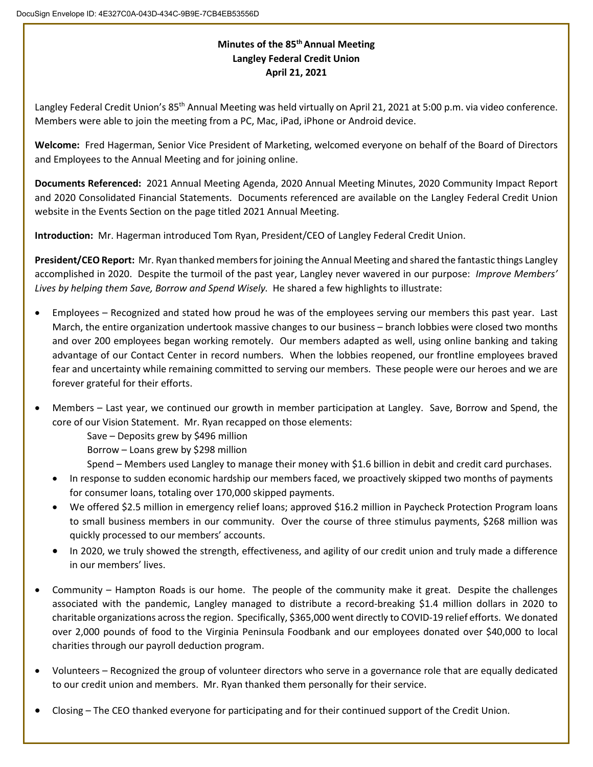**Minutes of the 85th Annual Meeting**
**Langley Federal Credit Union**
**April 21, 2021**

Langley Federal Credit Union's 85th Annual Meeting was held virtually on April 21, 2021 at 5:00 p.m. via video conference. Members were able to join the meeting from a PC, Mac, iPad, iPhone or Android device.

**Welcome:** Fred Hagerman, Senior Vice President of Marketing, welcomed everyone on behalf of the Board of Directors and Employees to the Annual Meeting and for joining online.

**Documents Referenced:** 2021 Annual Meeting Agenda, 2020 Annual Meeting Minutes, 2020 Community Impact Report and 2020 Consolidated Financial Statements. Documents referenced are available on the Langley Federal Credit Union website in the Events Section on the page titled 2021 Annual Meeting.

**Introduction:** Mr. Hagerman introduced Tom Ryan, President/CEO of Langley Federal Credit Union.

**President/CEO Report:** Mr. Ryan thanked members for joining the Annual Meeting and shared the fantastic things Langley accomplished in 2020. Despite the turmoil of the past year, Langley never wavered in our purpose: *Improve Members' Lives by helping them Save, Borrow and Spend Wisely.* He shared a few highlights to illustrate:

- Employees – Recognized and stated how proud he was of the employees serving our members this past year. Last March, the entire organization undertook massive changes to our business – branch lobbies were closed two months and over 200 employees began working remotely. Our members adapted as well, using online banking and taking advantage of our Contact Center in record numbers. When the lobbies reopened, our frontline employees braved fear and uncertainty while remaining committed to serving our members. These people were our heroes and we are forever grateful for their efforts.

- Members – Last year, we continued our growth in member participation at Langley. Save, Borrow and Spend, the core of our Vision Statement. Mr. Ryan recapped on those elements:

  Save – Deposits grew by $496 million
  Borrow – Loans grew by $298 million
  Spend – Members used Langley to manage their money with $1.6 billion in debit and credit card purchases.

  - In response to sudden economic hardship our members faced, we proactively skipped two months of payments for consumer loans, totaling over 170,000 skipped payments.
  - We offered $2.5 million in emergency relief loans; approved $16.2 million in Paycheck Protection Program loans to small business members in our community. Over the course of three stimulus payments, $268 million was quickly processed to our members' accounts.
  - In 2020, we truly showed the strength, effectiveness, and agility of our credit union and truly made a difference in our members' lives.

- Community – Hampton Roads is our home. The people of the community make it great. Despite the challenges associated with the pandemic, Langley managed to distribute a record-breaking $1.4 million dollars in 2020 to charitable organizations across the region. Specifically, $365,000 went directly to COVID-19 relief efforts. We donated over 2,000 pounds of food to the Virginia Peninsula Foodbank and our employees donated over $40,000 to local charities through our payroll deduction program.

- Volunteers – Recognized the group of volunteer directors who serve in a governance role that are equally dedicated to our credit union and members. Mr. Ryan thanked them personally for their service.

- Closing – The CEO thanked everyone for participating and for their continued support of the Credit Union.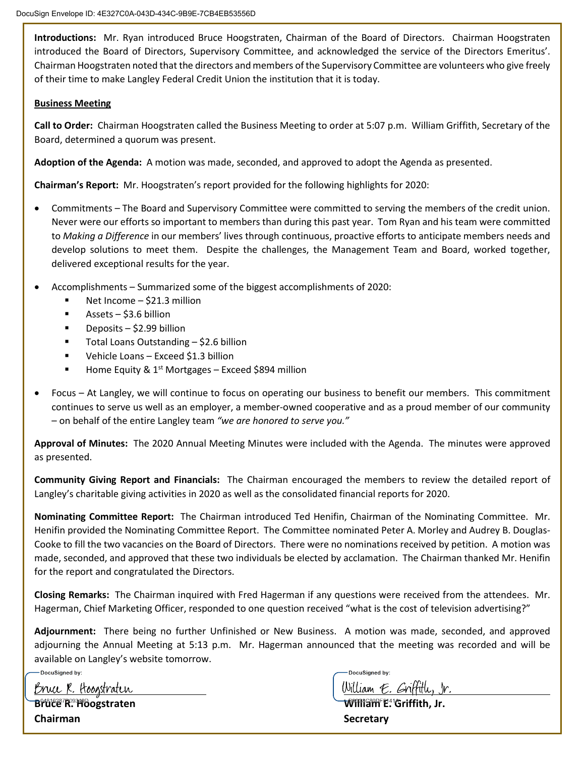**Introductions:** Mr. Ryan introduced Bruce Hoogstraten, Chairman of the Board of Directors. Chairman Hoogstraten introduced the Board of Directors, Supervisory Committee, and acknowledged the service of the Directors Emeritus'. Chairman Hoogstraten noted that the directors and members of the Supervisory Committee are volunteers who give freely of their time to make Langley Federal Credit Union the institution that it is today.

**Business Meeting**

**Call to Order:** Chairman Hoogstraten called the Business Meeting to order at 5:07 p.m. William Griffith, Secretary of the Board, determined a quorum was present.

**Adoption of the Agenda:** A motion was made, seconded, and approved to adopt the Agenda as presented.

**Chairman's Report:** Mr. Hoogstraten's report provided for the following highlights for 2020:

- Commitments – The Board and Supervisory Committee were committed to serving the members of the credit union. Never were our efforts so important to members than during this past year. Tom Ryan and his team were committed to *Making a Difference* in our members' lives through continuous, proactive efforts to anticipate members needs and develop solutions to meet them. Despite the challenges, the Management Team and Board, worked together, delivered exceptional results for the year.
- Accomplishments – Summarized some of the biggest accomplishments of 2020:
  - Net Income – $21.3 million
  - Assets – $3.6 billion
  - Deposits – $2.99 billion
  - Total Loans Outstanding – $2.6 billion
  - Vehicle Loans – Exceed $1.3 billion
  - Home Equity & 1st Mortgages – Exceed $894 million
- Focus – At Langley, we will continue to focus on operating our business to benefit our members. This commitment continues to serve us well as an employer, a member-owned cooperative and as a proud member of our community – on behalf of the entire Langley team *"we are honored to serve you."*

**Approval of Minutes:** The 2020 Annual Meeting Minutes were included with the Agenda. The minutes were approved as presented.

**Community Giving Report and Financials:** The Chairman encouraged the members to review the detailed report of Langley's charitable giving activities in 2020 as well as the consolidated financial reports for 2020.

**Nominating Committee Report:** The Chairman introduced Ted Henifin, Chairman of the Nominating Committee. Mr. Henifin provided the Nominating Committee Report. The Committee nominated Peter A. Morley and Audrey B. Douglas-Cooke to fill the two vacancies on the Board of Directors. There were no nominations received by petition. A motion was made, seconded, and approved that these two individuals be elected by acclamation. The Chairman thanked Mr. Henifin for the report and congratulated the Directors.

**Closing Remarks:** The Chairman inquired with Fred Hagerman if any questions were received from the attendees. Mr. Hagerman, Chief Marketing Officer, responded to one question received "what is the cost of television advertising?"

**Adjournment:** There being no further Unfinished or New Business. A motion was made, seconded, and approved adjourning the Annual Meeting at 5:13 p.m. Mr. Hagerman announced that the meeting was recorded and will be available on Langley's website tomorrow.

DocuSigned by:
Bruce R. Hoogstraten

**Bruce R. Hoogstraten**
**Chairman**

DocuSigned by:
William E. Griffith, Jr.

**William E. Griffith, Jr.**
**Secretary**